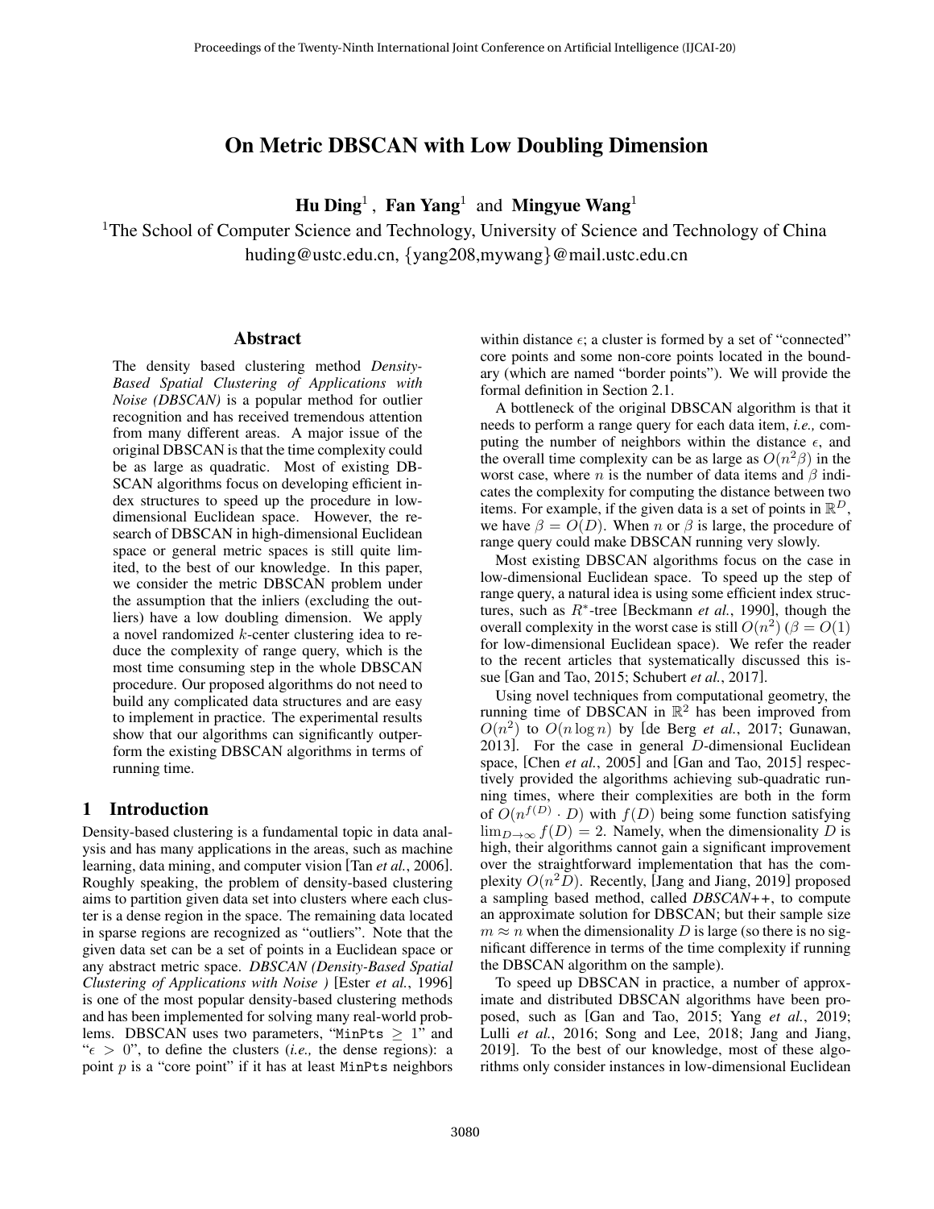# On Metric DBSCAN with Low Doubling Dimension

**Hu Ding**[1] , **Fan Yang**[1] and **Mingyue Wang**[1]

[1]The School of Computer Science and Technology, University of Science and Technology of China
huding@ustc.edu.cn, {yang208,mywang}@mail.ustc.edu.cn

## Abstract

The density based clustering method *Density-Based Spatial Clustering of Applications with Noise (DBSCAN)* is a popular method for outlier recognition and has received tremendous attention from many different areas. A major issue of the original DBSCAN is that the time complexity could be as large as quadratic. Most of existing DBSCAN algorithms focus on developing efficient index structures to speed up the procedure in low-dimensional Euclidean space. However, the research of DBSCAN in high-dimensional Euclidean space or general metric spaces is still quite limited, to the best of our knowledge. In this paper, we consider the metric DBSCAN problem under the assumption that the inliers (excluding the outliers) have a low doubling dimension. We apply a novel randomized $k$-center clustering idea to reduce the complexity of range query, which is the most time consuming step in the whole DBSCAN procedure. Our proposed algorithms do not need to build any complicated data structures and are easy to implement in practice. The experimental results show that our algorithms can significantly outperform the existing DBSCAN algorithms in terms of running time.

## 1 Introduction

Density-based clustering is a fundamental topic in data analysis and has many applications in the areas, such as machine learning, data mining, and computer vision [Tan *et al.*, 2006]. Roughly speaking, the problem of density-based clustering aims to partition given data set into clusters where each cluster is a dense region in the space. The remaining data located in sparse regions are recognized as "outliers". Note that the given data set can be a set of points in a Euclidean space or any abstract metric space. *DBSCAN (Density-Based Spatial Clustering of Applications with Noise )* [Ester *et al.*, 1996] is one of the most popular density-based clustering methods and has been implemented for solving many real-world problems. DBSCAN uses two parameters, "MinPts $\geq 1$" and "$\epsilon > 0$", to define the clusters (*i.e.,* the dense regions): a point $p$ is a "core point" if it has at least MinPts neighbors within distance $\epsilon$; a cluster is formed by a set of "connected" core points and some non-core points located in the boundary (which are named "border points"). We will provide the formal definition in Section 2.1.

A bottleneck of the original DBSCAN algorithm is that it needs to perform a range query for each data item, *i.e.,* computing the number of neighbors within the distance $\epsilon$, and the overall time complexity can be as large as $O(n^2\beta)$ in the worst case, where $n$ is the number of data items and $\beta$ indicates the complexity for computing the distance between two items. For example, if the given data is a set of points in $\mathbb{R}^D$, we have $\beta = O(D)$. When $n$ or $\beta$ is large, the procedure of range query could make DBSCAN running very slowly.

Most existing DBSCAN algorithms focus on the case in low-dimensional Euclidean space. To speed up the step of range query, a natural idea is using some efficient index structures, such as $R^*$-tree [Beckmann *et al.*, 1990], though the overall complexity in the worst case is still $O(n^2)$ ($\beta = O(1)$ for low-dimensional Euclidean space). We refer the reader to the recent articles that systematically discussed this issue [Gan and Tao, 2015; Schubert *et al.*, 2017].

Using novel techniques from computational geometry, the running time of DBSCAN in $\mathbb{R}^2$ has been improved from $O(n^2)$ to $O(n \log n)$ by [de Berg *et al.*, 2017; Gunawan, 2013]. For the case in general $D$-dimensional Euclidean space, [Chen *et al.*, 2005] and [Gan and Tao, 2015] respectively provided the algorithms achieving sub-quadratic running times, where their complexities are both in the form of $O(n^{f(D)} \cdot D)$ with $f(D)$ being some function satisfying $\lim_{D\to\infty} f(D) = 2$. Namely, when the dimensionality $D$ is high, their algorithms cannot gain a significant improvement over the straightforward implementation that has the complexity $O(n^2 D)$. Recently, [Jang and Jiang, 2019] proposed a sampling based method, called *DBSCAN++*, to compute an approximate solution for DBSCAN; but their sample size $m \approx n$ when the dimensionality $D$ is large (so there is no significant difference in terms of the time complexity if running the DBSCAN algorithm on the sample).

To speed up DBSCAN in practice, a number of approximate and distributed DBSCAN algorithms have been proposed, such as [Gan and Tao, 2015; Yang *et al.*, 2019; Lulli *et al.*, 2016; Song and Lee, 2018; Jang and Jiang, 2019]. To the best of our knowledge, most of these algorithms only consider instances in low-dimensional Euclidean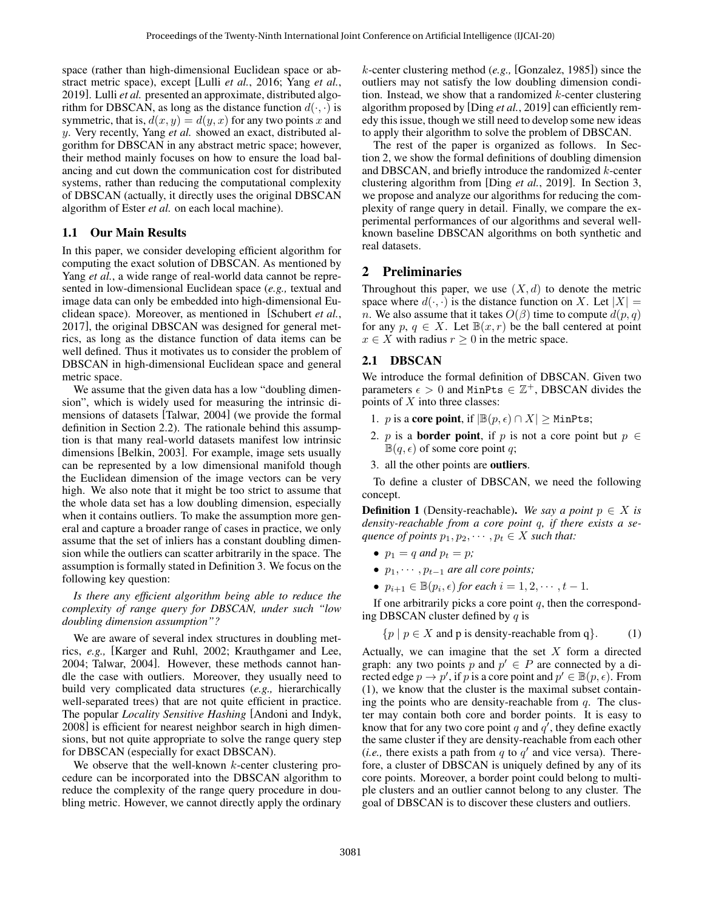space (rather than high-dimensional Euclidean space or abstract metric space), except [Lulli *et al.*, 2016; Yang *et al.*, 2019]. Lulli *et al.* presented an approximate, distributed algorithm for DBSCAN, as long as the distance function $d(\cdot,\cdot)$ is symmetric, that is, $d(x,y) = d(y,x)$ for any two points $x$ and $y$. Very recently, Yang *et al.* showed an exact, distributed algorithm for DBSCAN in any abstract metric space; however, their method mainly focuses on how to ensure the load balancing and cut down the communication cost for distributed systems, rather than reducing the computational complexity of DBSCAN (actually, it directly uses the original DBSCAN algorithm of Ester *et al.* on each local machine).

### 1.1 Our Main Results

In this paper, we consider developing efficient algorithm for computing the exact solution of DBSCAN. As mentioned by Yang *et al.*, a wide range of real-world data cannot be represented in low-dimensional Euclidean space (*e.g.,* textual and image data can only be embedded into high-dimensional Euclidean space). Moreover, as mentioned in [Schubert *et al.*, 2017], the original DBSCAN was designed for general metrics, as long as the distance function of data items can be well defined. Thus it motivates us to consider the problem of DBSCAN in high-dimensional Euclidean space and general metric space.

We assume that the given data has a low "doubling dimension", which is widely used for measuring the intrinsic dimensions of datasets [Talwar, 2004] (we provide the formal definition in Section 2.2). The rationale behind this assumption is that many real-world datasets manifest low intrinsic dimensions [Belkin, 2003]. For example, image sets usually can be represented by a low dimensional manifold though the Euclidean dimension of the image vectors can be very high. We also note that it might be too strict to assume that the whole data set has a low doubling dimension, especially when it contains outliers. To make the assumption more general and capture a broader range of cases in practice, we only assume that the set of inliers has a constant doubling dimension while the outliers can scatter arbitrarily in the space. The assumption is formally stated in Definition 3. We focus on the following key question:

*Is there any efficient algorithm being able to reduce the complexity of range query for DBSCAN, under such "low doubling dimension assumption"?*

We are aware of several index structures in doubling metrics, *e.g.,* [Karger and Ruhl, 2002; Krauthgamer and Lee, 2004; Talwar, 2004]. However, these methods cannot handle the case with outliers. Moreover, they usually need to build very complicated data structures (*e.g.,* hierarchically well-separated trees) that are not quite efficient in practice. The popular *Locality Sensitive Hashing* [Andoni and Indyk, 2008] is efficient for nearest neighbor search in high dimensions, but not quite appropriate to solve the range query step for DBSCAN (especially for exact DBSCAN).

We observe that the well-known $k$-center clustering procedure can be incorporated into the DBSCAN algorithm to reduce the complexity of the range query procedure in doubling metric. However, we cannot directly apply the ordinary $k$-center clustering method (*e.g.,* [Gonzalez, 1985]) since the outliers may not satisfy the low doubling dimension condition. Instead, we show that a randomized $k$-center clustering algorithm proposed by [Ding *et al.*, 2019] can efficiently remedy this issue, though we still need to develop some new ideas to apply their algorithm to solve the problem of DBSCAN.

The rest of the paper is organized as follows. In Section 2, we show the formal definitions of doubling dimension and DBSCAN, and briefly introduce the randomized $k$-center clustering algorithm from [Ding *et al.*, 2019]. In Section 3, we propose and analyze our algorithms for reducing the complexity of range query in detail. Finally, we compare the experimental performances of our algorithms and several well-known baseline DBSCAN algorithms on both synthetic and real datasets.

## 2 Preliminaries

Throughout this paper, we use $(X, d)$ to denote the metric space where $d(\cdot,\cdot)$ is the distance function on $X$. Let $|X| = n$. We also assume that it takes $O(\beta)$ time to compute $d(p,q)$ for any $p, q \in X$. Let $\mathbb{B}(x, r)$ be the ball centered at point $x \in X$ with radius $r \geq 0$ in the metric space.

### 2.1 DBSCAN

We introduce the formal definition of DBSCAN. Given two parameters $\epsilon > 0$ and $\texttt{MinPts} \in \mathbb{Z}^+$, DBSCAN divides the points of $X$ into three classes:

1. $p$ is a **core point**, if $|\mathbb{B}(p,\epsilon) \cap X| \geq \texttt{MinPts}$;
2. $p$ is a **border point**, if $p$ is not a core point but $p \in \mathbb{B}(q,\epsilon)$ of some core point $q$;
3. all the other points are **outliers**.

To define a cluster of DBSCAN, we need the following concept.

**Definition 1** (Density-reachable). *We say a point $p \in X$ is density-reachable from a core point $q$, if there exists a sequence of points $p_1, p_2, \cdots, p_t \in X$ such that:*

- $p_1 = q$ *and* $p_t = p$;
- $p_1, \cdots, p_{t-1}$ *are all core points;*
- $p_{i+1} \in \mathbb{B}(p_i, \epsilon)$ *for each* $i = 1, 2, \cdots, t-1$.

If one arbitrarily picks a core point $q$, then the corresponding DBSCAN cluster defined by $q$ is

$$\{p \mid p \in X \text{ and p is density-reachable from q}\}. \tag{1}$$

Actually, we can imagine that the set $X$ form a directed graph: any two points $p$ and $p' \in P$ are connected by a directed edge $p \to p'$, if $p$ is a core point and $p' \in \mathbb{B}(p,\epsilon)$. From (1), we know that the cluster is the maximal subset containing the points who are density-reachable from $q$. The cluster may contain both core and border points. It is easy to know that for any two core point $q$ and $q'$, they define exactly the same cluster if they are density-reachable from each other (*i.e.,* there exists a path from $q$ to $q'$ and vice versa). Therefore, a cluster of DBSCAN is uniquely defined by any of its core points. Moreover, a border point could belong to multiple clusters and an outlier cannot belong to any cluster. The goal of DBSCAN is to discover these clusters and outliers.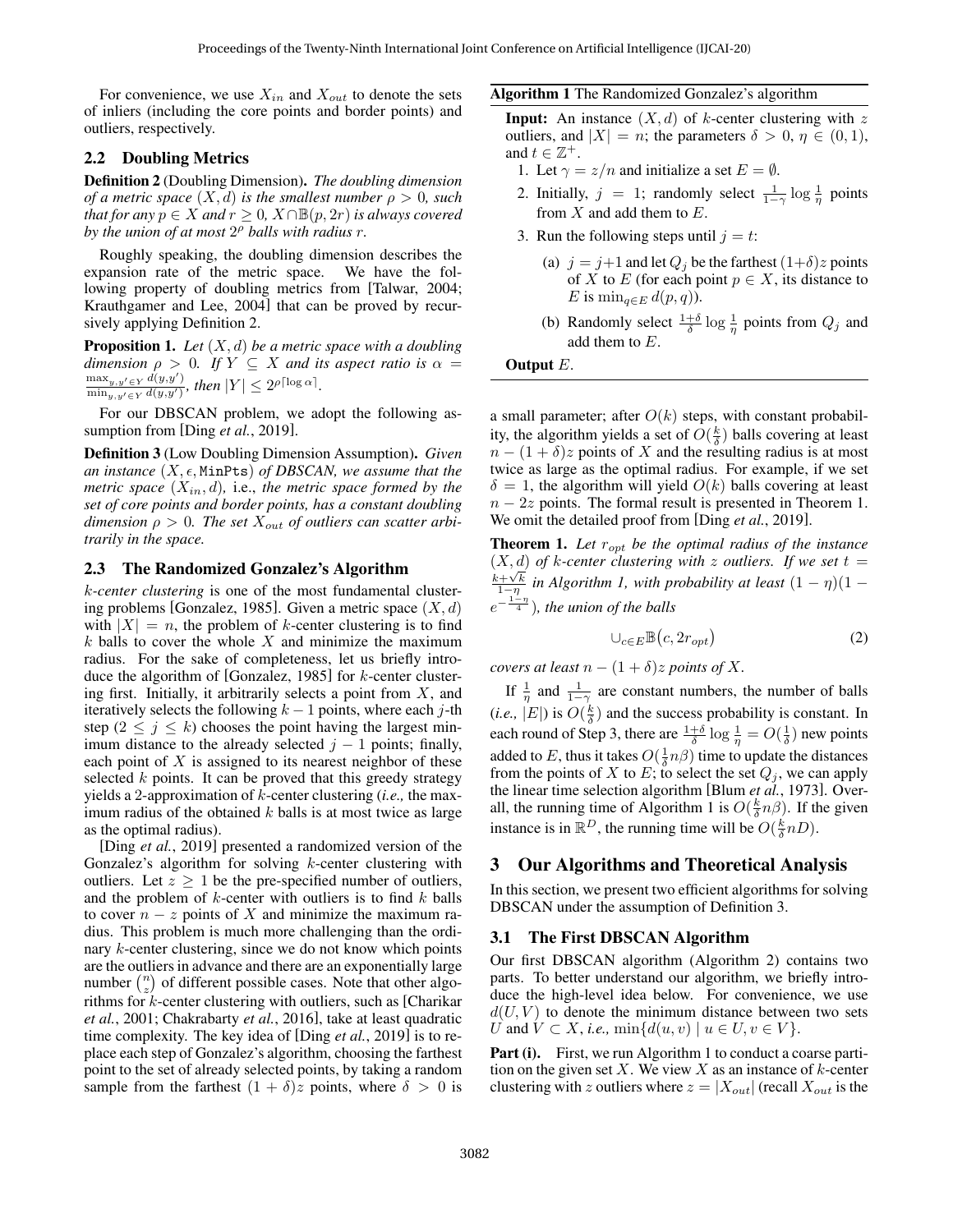For convenience, we use $X_{in}$ and $X_{out}$ to denote the sets of inliers (including the core points and border points) and outliers, respectively.

## 2.2 Doubling Metrics

**Definition 2** (Doubling Dimension). *The doubling dimension of a metric space $(X, d)$ is the smallest number $\rho > 0$, such that for any $p \in X$ and $r \geq 0$, $X \cap \mathbb{B}(p, 2r)$ is always covered by the union of at most $2^\rho$ balls with radius $r$.*

Roughly speaking, the doubling dimension describes the expansion rate of the metric space. We have the following property of doubling metrics from [Talwar, 2004; Krauthgamer and Lee, 2004] that can be proved by recursively applying Definition 2.

**Proposition 1.** *Let $(X, d)$ be a metric space with a doubling dimension $\rho > 0$. If $Y \subseteq X$ and its aspect ratio is $\alpha = \frac{\max_{y,y' \in Y} d(y,y')}{\min_{y,y' \in Y} d(y,y')}$, then $|Y| \leq 2^{\rho \lceil \log \alpha \rceil}$.*

For our DBSCAN problem, we adopt the following assumption from [Ding *et al.*, 2019].

**Definition 3** (Low Doubling Dimension Assumption). *Given an instance $(X, \epsilon, \texttt{MinPts})$ of DBSCAN, we assume that the metric space $(X_{in}, d)$,* i.e., *the metric space formed by the set of core points and border points, has a constant doubling dimension $\rho > 0$. The set $X_{out}$ of outliers can scatter arbitrarily in the space.*

## 2.3 The Randomized Gonzalez's Algorithm

*k-center clustering* is one of the most fundamental clustering problems [Gonzalez, 1985]. Given a metric space $(X, d)$ with $|X| = n$, the problem of $k$-center clustering is to find $k$ balls to cover the whole $X$ and minimize the maximum radius. For the sake of completeness, let us briefly introduce the algorithm of [Gonzalez, 1985] for $k$-center clustering first. Initially, it arbitrarily selects a point from $X$, and iteratively selects the following $k-1$ points, where each $j$-th step ($2 \leq j \leq k$) chooses the point having the largest minimum distance to the already selected $j-1$ points; finally, each point of $X$ is assigned to its nearest neighbor of these selected $k$ points. It can be proved that this greedy strategy yields a 2-approximation of $k$-center clustering (*i.e.,* the maximum radius of the obtained $k$ balls is at most twice as large as the optimal radius).

[Ding *et al.*, 2019] presented a randomized version of the Gonzalez's algorithm for solving $k$-center clustering with outliers. Let $z \geq 1$ be the pre-specified number of outliers, and the problem of $k$-center with outliers is to find $k$ balls to cover $n - z$ points of $X$ and minimize the maximum radius. This problem is much more challenging than the ordinary $k$-center clustering, since we do not know which points are the outliers in advance and there are an exponentially large number $\binom{n}{z}$ of different possible cases. Note that other algorithms for $k$-center clustering with outliers, such as [Charikar *et al.*, 2001; Chakrabarty *et al.*, 2016], take at least quadratic time complexity. The key idea of [Ding *et al.*, 2019] is to replace each step of Gonzalez's algorithm, choosing the farthest point to the set of already selected points, by taking a random sample from the farthest $(1 + \delta)z$ points, where $\delta > 0$ is a small parameter; after $O(k)$ steps, with constant probability, the algorithm yields a set of $O(\frac{k}{\delta})$ balls covering at least $n - (1 + \delta)z$ points of $X$ and the resulting radius is at most twice as large as the optimal radius. For example, if we set $\delta = 1$, the algorithm will yield $O(k)$ balls covering at least $n - 2z$ points. The formal result is presented in Theorem 1. We omit the detailed proof from [Ding *et al.*, 2019].

---

**Algorithm 1** The Randomized Gonzalez's algorithm

**Input:** An instance $(X, d)$ of $k$-center clustering with $z$ outliers, and $|X| = n$; the parameters $\delta > 0$, $\eta \in (0, 1)$, and $t \in \mathbb{Z}^+$.

1. Let $\gamma = z/n$ and initialize a set $E = \emptyset$.
2. Initially, $j = 1$; randomly select $\frac{1}{1-\gamma} \log \frac{1}{\eta}$ points from $X$ and add them to $E$.
3. Run the following steps until $j = t$:
   (a) $j = j+1$ and let $Q_j$ be the farthest $(1+\delta)z$ points of $X$ to $E$ (for each point $p \in X$, its distance to $E$ is $\min_{q \in E} d(p, q)$).
   (b) Randomly select $\frac{1+\delta}{\delta} \log \frac{1}{\eta}$ points from $Q_j$ and add them to $E$.

**Output** $E$.

---

**Theorem 1.** *Let $r_{opt}$ be the optimal radius of the instance $(X, d)$ of $k$-center clustering with $z$ outliers. If we set $t = \frac{k+\sqrt{k}}{1-\eta}$ in Algorithm 1, with probability at least $(1-\eta)(1 - e^{-\frac{1-\eta}{4}})$, the union of the balls*

$$\cup_{c \in E} \mathbb{B}\big(c, 2r_{opt}\big) \tag{2}$$

*covers at least $n - (1 + \delta)z$ points of $X$.*

If $\frac{1}{\eta}$ and $\frac{1}{1-\gamma}$ are constant numbers, the number of balls (*i.e.,* $|E|$) is $O(\frac{k}{\delta})$ and the success probability is constant. In each round of Step 3, there are $\frac{1+\delta}{\delta} \log \frac{1}{\eta} = O(\frac{1}{\delta})$ new points added to $E$, thus it takes $O(\frac{1}{\delta} n\beta)$ time to update the distances from the points of $X$ to $E$; to select the set $Q_j$, we can apply the linear time selection algorithm [Blum *et al.*, 1973]. Overall, the running time of Algorithm 1 is $O(\frac{k}{\delta} n\beta)$. If the given instance is in $\mathbb{R}^D$, the running time will be $O(\frac{k}{\delta} nD)$.

# 3 Our Algorithms and Theoretical Analysis

In this section, we present two efficient algorithms for solving DBSCAN under the assumption of Definition 3.

## 3.1 The First DBSCAN Algorithm

Our first DBSCAN algorithm (Algorithm 2) contains two parts. To better understand our algorithm, we briefly introduce the high-level idea below. For convenience, we use $d(U, V)$ to denote the minimum distance between two sets $U$ and $V \subset X$, *i.e.,* $\min\{d(u, v) \mid u \in U, v \in V\}$.

**Part (i).** First, we run Algorithm 1 to conduct a coarse partition on the given set $X$. We view $X$ as an instance of $k$-center clustering with $z$ outliers where $z = |X_{out}|$ (recall $X_{out}$ is the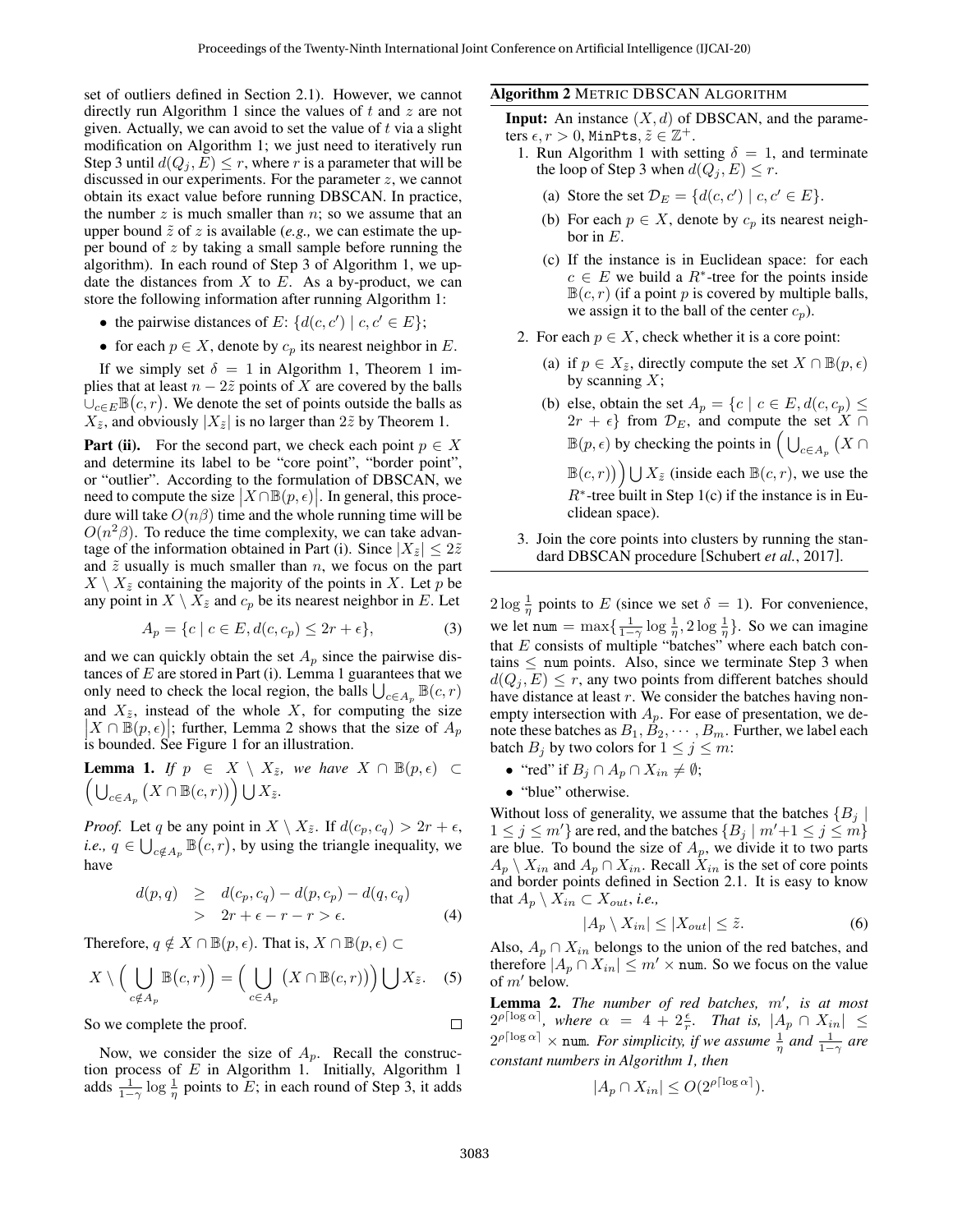set of outliers defined in Section 2.1). However, we cannot directly run Algorithm 1 since the values of $t$ and $z$ are not given. Actually, we can avoid to set the value of $t$ via a slight modification on Algorithm 1; we just need to iteratively run Step 3 until $d(Q_j, E) \leq r$, where $r$ is a parameter that will be discussed in our experiments. For the parameter $z$, we cannot obtain its exact value before running DBSCAN. In practice, the number $z$ is much smaller than $n$; so we assume that an upper bound $\tilde{z}$ of $z$ is available (*e.g.,* we can estimate the upper bound of $z$ by taking a small sample before running the algorithm). In each round of Step 3 of Algorithm 1, we update the distances from $X$ to $E$. As a by-product, we can store the following information after running Algorithm 1:

- the pairwise distances of $E$: $\{d(c, c') \mid c, c' \in E\}$;
- for each $p \in X$, denote by $c_p$ its nearest neighbor in $E$.

If we simply set $\delta = 1$ in Algorithm 1, Theorem 1 implies that at least $n - 2\tilde{z}$ points of $X$ are covered by the balls $\cup_{c \in E} \mathbb{B}(c, r)$. We denote the set of points outside the balls as $X_{\tilde{z}}$, and obviously $|X_{\tilde{z}}|$ is no larger than $2\tilde{z}$ by Theorem 1.

**Part (ii).** For the second part, we check each point $p \in X$ and determine its label to be "core point", "border point", or "outlier". According to the formulation of DBSCAN, we need to compute the size $|X \cap \mathbb{B}(p, \epsilon)|$. In general, this procedure will take $O(n\beta)$ time and the whole running time will be $O(n^2\beta)$. To reduce the time complexity, we can take advantage of the information obtained in Part (i). Since $|X_{\tilde{z}}| \leq 2\tilde{z}$ and $\tilde{z}$ usually is much smaller than $n$, we focus on the part $X \setminus X_{\tilde{z}}$ containing the majority of the points in $X$. Let $p$ be any point in $X \setminus X_{\tilde{z}}$ and $c_p$ be its nearest neighbor in $E$. Let

$$A_p = \{c \mid c \in E, d(c, c_p) \leq 2r + \epsilon\}, \tag{3}$$

and we can quickly obtain the set $A_p$ since the pairwise distances of $E$ are stored in Part (i). Lemma 1 guarantees that we only need to check the local region, the balls $\bigcup_{c \in A_p} \mathbb{B}(c, r)$ and $X_{\tilde{z}}$, instead of the whole $X$, for computing the size $|X \cap \mathbb{B}(p, \epsilon)|$; further, Lemma 2 shows that the size of $A_p$ is bounded. See Figure 1 for an illustration.

**Lemma 1.** *If $p \in X \setminus X_{\tilde{z}}$, we have $X \cap \mathbb{B}(p, \epsilon) \subset \Big(\bigcup_{c \in A_p} \big(X \cap \mathbb{B}(c, r)\big)\Big) \bigcup X_{\tilde{z}}$.*

*Proof.* Let $q$ be any point in $X \setminus X_{\tilde{z}}$. If $d(c_p, c_q) > 2r + \epsilon$, *i.e.,* $q \in \bigcup_{c \notin A_p} \mathbb{B}(c, r)$, by using the triangle inequality, we have

$$\begin{aligned} d(p, q) &\geq d(c_p, c_q) - d(p, c_p) - d(q, c_q) \\ &> 2r + \epsilon - r - r > \epsilon. \end{aligned} \tag{4}$$

Therefore, $q \notin X \cap \mathbb{B}(p, \epsilon)$. That is, $X \cap \mathbb{B}(p, \epsilon) \subset$

$$X \setminus \Big(\bigcup_{c \notin A_p} \mathbb{B}(c, r)\Big) = \Big(\bigcup_{c \in A_p} \big(X \cap \mathbb{B}(c, r)\big)\Big) \bigcup X_{\tilde{z}}. \tag{5}$$

So we complete the proof. □

Now, we consider the size of $A_p$. Recall the construction process of $E$ in Algorithm 1. Initially, Algorithm 1 adds $\frac{1}{1-\gamma} \log \frac{1}{\eta}$ points to $E$; in each round of Step 3, it adds

**Algorithm 2** METRIC DBSCAN ALGORITHM

**Input:** An instance $(X, d)$ of DBSCAN, and the parameters $\epsilon, r > 0$, MinPts, $\tilde{z} \in \mathbb{Z}^+$.

1. Run Algorithm 1 with setting $\delta = 1$, and terminate the loop of Step 3 when $d(Q_j, E) \leq r$.
   (a) Store the set $\mathcal{D}_E = \{d(c, c') \mid c, c' \in E\}$.
   (b) For each $p \in X$, denote by $c_p$ its nearest neighbor in $E$.
   (c) If the instance is in Euclidean space: for each $c \in E$ we build a $R^*$-tree for the points inside $\mathbb{B}(c, r)$ (if a point $p$ is covered by multiple balls, we assign it to the ball of the center $c_p$).
2. For each $p \in X$, check whether it is a core point:
   (a) if $p \in X_{\tilde{z}}$, directly compute the set $X \cap \mathbb{B}(p, \epsilon)$ by scanning $X$;
   (b) else, obtain the set $A_p = \{c \mid c \in E, d(c, c_p) \leq 2r + \epsilon\}$ from $\mathcal{D}_E$, and compute the set $X \cap \mathbb{B}(p, \epsilon)$ by checking the points in $\Big(\bigcup_{c \in A_p} \big(X \cap \mathbb{B}(c, r)\big)\Big) \bigcup X_{\tilde{z}}$ (inside each $\mathbb{B}(c, r)$, we use the $R^*$-tree built in Step 1(c) if the instance is in Euclidean space).
3. Join the core points into clusters by running the standard DBSCAN procedure [Schubert *et al.*, 2017].

$2 \log \frac{1}{\eta}$ points to $E$ (since we set $\delta = 1$). For convenience, we let $\texttt{num} = \max\{\frac{1}{1-\gamma} \log \frac{1}{\eta}, 2 \log \frac{1}{\eta}\}$. So we can imagine that $E$ consists of multiple "batches" where each batch contains $\leq \texttt{num}$ points. Also, since we terminate Step 3 when $d(Q_j, E) \leq r$, any two points from different batches should have distance at least $r$. We consider the batches having non-empty intersection with $A_p$. For ease of presentation, we denote these batches as $B_1, B_2, \cdots, B_m$. Further, we label each batch $B_j$ by two colors for $1 \leq j \leq m$:

- "red" if $B_j \cap A_p \cap X_{in} \neq \emptyset$;
- "blue" otherwise.

Without loss of generality, we assume that the batches $\{B_j \mid 1 \leq j \leq m'\}$ are red, and the batches $\{B_j \mid m'+1 \leq j \leq m\}$ are blue. To bound the size of $A_p$, we divide it to two parts $A_p \setminus X_{in}$ and $A_p \cap X_{in}$. Recall $X_{in}$ is the set of core points and border points defined in Section 2.1. It is easy to know that $A_p \setminus X_{in} \subset X_{out}$, *i.e.,*

$$|A_p \setminus X_{in}| \leq |X_{out}| \leq \tilde{z}. \tag{6}$$

Also, $A_p \cap X_{in}$ belongs to the union of the red batches, and therefore $|A_p \cap X_{in}| \leq m' \times \texttt{num}$. So we focus on the value of $m'$ below.

**Lemma 2.** *The number of red batches, $m'$, is at most $2^{\rho\lceil \log \alpha \rceil}$, where $\alpha = 4 + 2\frac{\epsilon}{r}$. That is, $|A_p \cap X_{in}| \leq 2^{\rho\lceil \log \alpha \rceil} \times \texttt{num}$. For simplicity, if we assume $\frac{1}{\eta}$ and $\frac{1}{1-\gamma}$ are constant numbers in Algorithm 1, then*

$$|A_p \cap X_{in}| \leq O(2^{\rho\lceil \log \alpha \rceil}).$$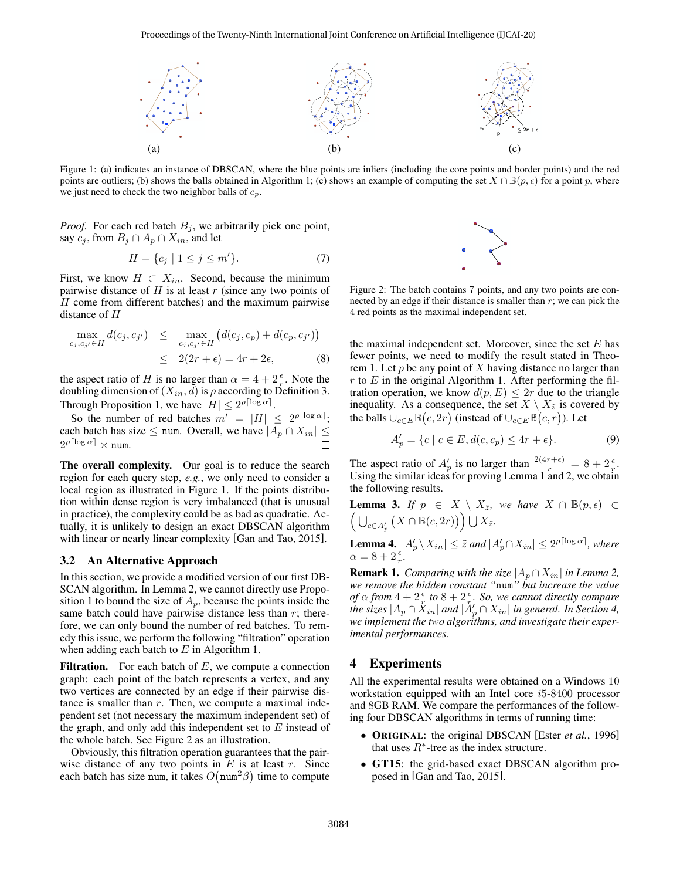Figure 1: (a) indicates an instance of DBSCAN, where the blue points are inliers (including the core points and border points) and the red points are outliers; (b) shows the balls obtained in Algorithm 1; (c) shows an example of computing the set $X \cap \mathbb{B}(p, \epsilon)$ for a point $p$, where we just need to check the two neighbor balls of $c_p$.

*Proof.* For each red batch $B_j$, we arbitrarily pick one point, say $c_j$, from $B_j \cap A_p \cap X_{in}$, and let

$$H = \{c_j \mid 1 \leq j \leq m'\}. \tag{7}$$

First, we know $H \subset X_{in}$. Second, because the minimum pairwise distance of $H$ is at least $r$ (since any two points of $H$ come from different batches) and the maximum pairwise distance of $H$

$$\begin{aligned}\max_{c_j, c_{j'} \in H} d(c_j, c_{j'}) &\leq \max_{c_j, c_{j'} \in H} \big(d(c_j, c_p) + d(c_p, c_{j'})\big) \\ &\leq 2(2r + \epsilon) = 4r + 2\epsilon, \end{aligned} \tag{8}$$

the aspect ratio of $H$ is no larger than $\alpha = 4 + 2\frac{\epsilon}{r}$. Note the doubling dimension of $(X_{in}, d)$ is $\rho$ according to Definition 3. Through Proposition 1, we have $|H| \leq 2^{\rho \lceil \log \alpha \rceil}$.

So the number of red batches $m' = |H| \leq 2^{\rho \lceil \log \alpha \rceil}$; each batch has size $\leq$ num. Overall, we have $|A_p \cap X_{in}| \leq 2^{\rho \lceil \log \alpha \rceil} \times$ num. □

**The overall complexity.** Our goal is to reduce the search region for each query step, *e.g.*, we only need to consider a local region as illustrated in Figure 1. If the points distribution within dense region is very imbalanced (that is unusual in practice), the complexity could be as bad as quadratic. Actually, it is unlikely to design an exact DBSCAN algorithm with linear or nearly linear complexity [Gan and Tao, 2015].

### 3.2 An Alternative Approach

In this section, we provide a modified version of our first DBSCAN algorithm. In Lemma 2, we cannot directly use Proposition 1 to bound the size of $A_p$, because the points inside the same batch could have pairwise distance less than $r$; therefore, we can only bound the number of red batches. To remedy this issue, we perform the following "filtration" operation when adding each batch to $E$ in Algorithm 1.

**Filtration.** For each batch of $E$, we compute a connection graph: each point of the batch represents a vertex, and any two vertices are connected by an edge if their pairwise distance is smaller than $r$. Then, we compute a maximal independent set (not necessary the maximum independent set) of the graph, and only add this independent set to $E$ instead of the whole batch. See Figure 2 as an illustration.

Figure 2: The batch contains 7 points, and any two points are connected by an edge if their distance is smaller than $r$; we can pick the 4 red points as the maximal independent set.

Obviously, this filtration operation guarantees that the pairwise distance of any two points in $E$ is at least $r$. Since each batch has size num, it takes $O(\texttt{num}^2 \beta)$ time to compute the maximal independent set. Moreover, since the set $E$ has fewer points, we need to modify the result stated in Theorem 1. Let $p$ be any point of $X$ having distance no larger than $r$ to $E$ in the original Algorithm 1. After performing the filtration operation, we know $d(p, E) \leq 2r$ due to the triangle inequality. As a consequence, the set $X \setminus X_{\tilde{z}}$ is covered by the balls $\cup_{c \in E} \mathbb{B}(c, 2r)$ (instead of $\cup_{c \in E} \mathbb{B}(c, r)$). Let

$$A'_p = \{c \mid c \in E, d(c, c_p) \leq 4r + \epsilon\}. \tag{9}$$

The aspect ratio of $A'_p$ is no larger than $\frac{2(4r+\epsilon)}{r} = 8 + 2\frac{\epsilon}{r}$. Using the similar ideas for proving Lemma 1 and 2, we obtain the following results.

**Lemma 3.** *If $p \in X \setminus X_{\tilde{z}}$, we have $X \cap \mathbb{B}(p, \epsilon) \subset \Big(\bigcup_{c \in A'_p} \big(X \cap \mathbb{B}(c, 2r)\big)\Big) \bigcup X_{\tilde{z}}$.*

**Lemma 4.** *$|A'_p \setminus X_{in}| \leq \tilde{z}$ and $|A'_p \cap X_{in}| \leq 2^{\rho \lceil \log \alpha \rceil}$, where $\alpha = 8 + 2\frac{\epsilon}{r}$.*

**Remark 1.** *Comparing with the size $|A_p \cap X_{in}|$ in Lemma 2, we remove the hidden constant "num" but increase the value of $\alpha$ from $4 + 2\frac{\epsilon}{r}$ to $8 + 2\frac{\epsilon}{r}$. So, we cannot directly compare the sizes $|A_p \cap X_{in}|$ and $|A'_p \cap X_{in}|$ in general. In Section 4, we implement the two algorithms, and investigate their experimental performances.*

## 4 Experiments

All the experimental results were obtained on a Windows 10 workstation equipped with an Intel core $i5$-8400 processor and 8GB RAM. We compare the performances of the following four DBSCAN algorithms in terms of running time:

- **ORIGINAL**: the original DBSCAN [Ester *et al.*, 1996] that uses $R^*$-tree as the index structure.
- **GT15**: the grid-based exact DBSCAN algorithm proposed in [Gan and Tao, 2015].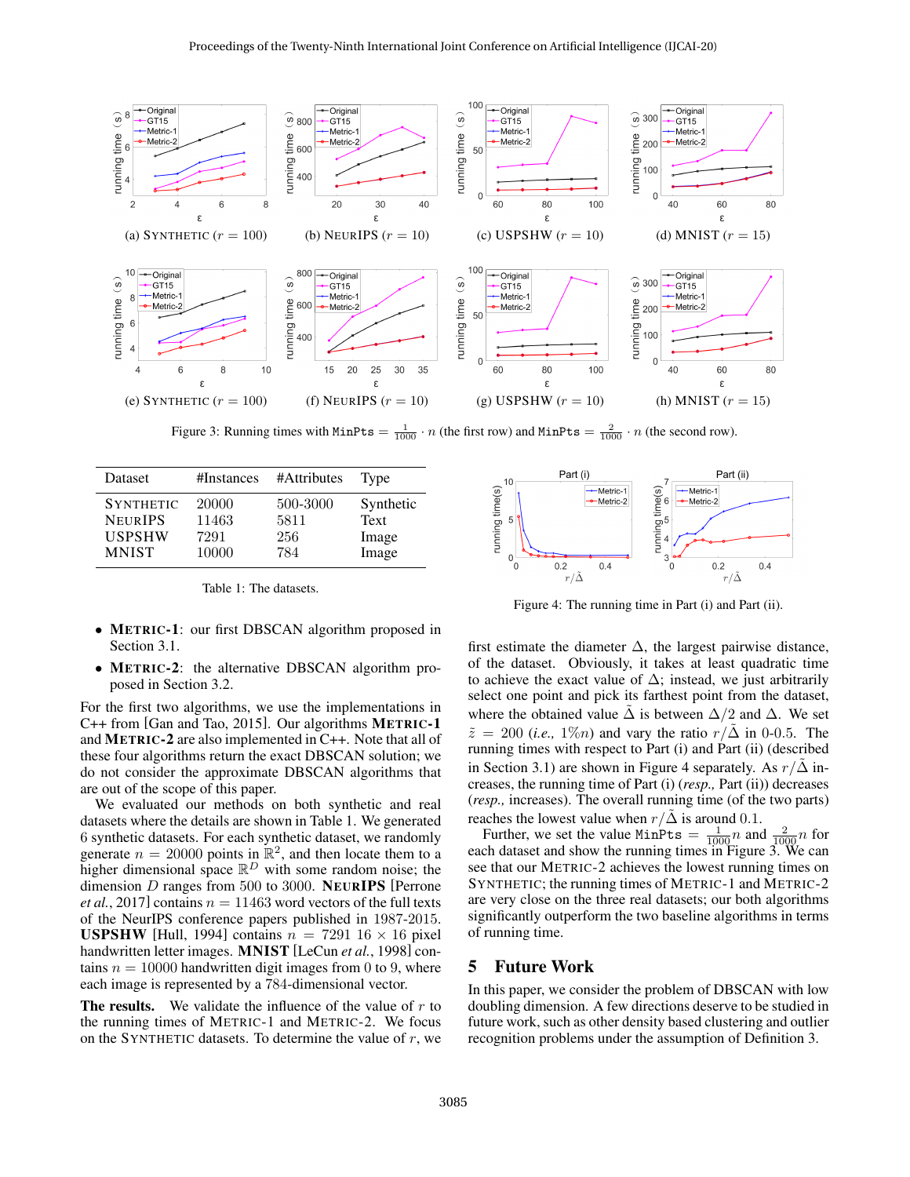Figure 3: Running times with MinPts $= \frac{1}{1000} \cdot n$ (the first row) and MinPts $= \frac{2}{1000} \cdot n$ (the second row).

| Dataset | #Instances | #Attributes | Type |
|---|---|---|---|
| SYNTHETIC | 20000 | 500-3000 | Synthetic |
| NEURIPS | 11463 | 5811 | Text |
| USPSHW | 7291 | 256 | Image |
| MNIST | 10000 | 784 | Image |

Table 1: The datasets.

Figure 4: The running time in Part (i) and Part (ii).

- **METRIC-1**: our first DBSCAN algorithm proposed in Section 3.1.
- **METRIC-2**: the alternative DBSCAN algorithm proposed in Section 3.2.

For the first two algorithms, we use the implementations in C++ from [Gan and Tao, 2015]. Our algorithms **METRIC-1** and **METRIC-2** are also implemented in C++. Note that all of these four algorithms return the exact DBSCAN solution; we do not consider the approximate DBSCAN algorithms that are out of the scope of this paper.

We evaluated our methods on both synthetic and real datasets where the details are shown in Table 1. We generated 6 synthetic datasets. For each synthetic dataset, we randomly generate $n = 20000$ points in $\mathbb{R}^2$, and then locate them to a higher dimensional space $\mathbb{R}^D$ with some random noise; the dimension $D$ ranges from 500 to 3000. **NEURIPS** [Perrone *et al.*, 2017] contains $n = 11463$ word vectors of the full texts of the NeurIPS conference papers published in 1987-2015. **USPSHW** [Hull, 1994] contains $n = 7291$ $16 \times 16$ pixel handwritten letter images. **MNIST** [LeCun *et al.*, 1998] contains $n = 10000$ handwritten digit images from 0 to 9, where each image is represented by a 784-dimensional vector.

**The results.** We validate the influence of the value of $r$ to the running times of METRIC-1 and METRIC-2. We focus on the SYNTHETIC datasets. To determine the value of $r$, we first estimate the diameter $\Delta$, the largest pairwise distance, of the dataset. Obviously, it takes at least quadratic time to achieve the exact value of $\Delta$; instead, we just arbitrarily select one point and pick its farthest point from the dataset, where the obtained value $\tilde{\Delta}$ is between $\Delta/2$ and $\Delta$. We set $\tilde{z} = 200$ (*i.e.,* $1\%n$) and vary the ratio $r/\tilde{\Delta}$ in 0-0.5. The running times with respect to Part (i) and Part (ii) (described in Section 3.1) are shown in Figure 4 separately. As $r/\tilde{\Delta}$ increases, the running time of Part (i) (*resp.,* Part (ii)) decreases (*resp.,* increases). The overall running time (of the two parts) reaches the lowest value when $r/\tilde{\Delta}$ is around 0.1.

Further, we set the value MinPts $= \frac{1}{1000}n$ and $\frac{2}{1000}n$ for each dataset and show the running times in Figure 3. We can see that our METRIC-2 achieves the lowest running times on SYNTHETIC; the running times of METRIC-1 and METRIC-2 are very close on the three real datasets; our both algorithms significantly outperform the two baseline algorithms in terms of running time.

## 5 Future Work

In this paper, we consider the problem of DBSCAN with low doubling dimension. A few directions deserve to be studied in future work, such as other density based clustering and outlier recognition problems under the assumption of Definition 3.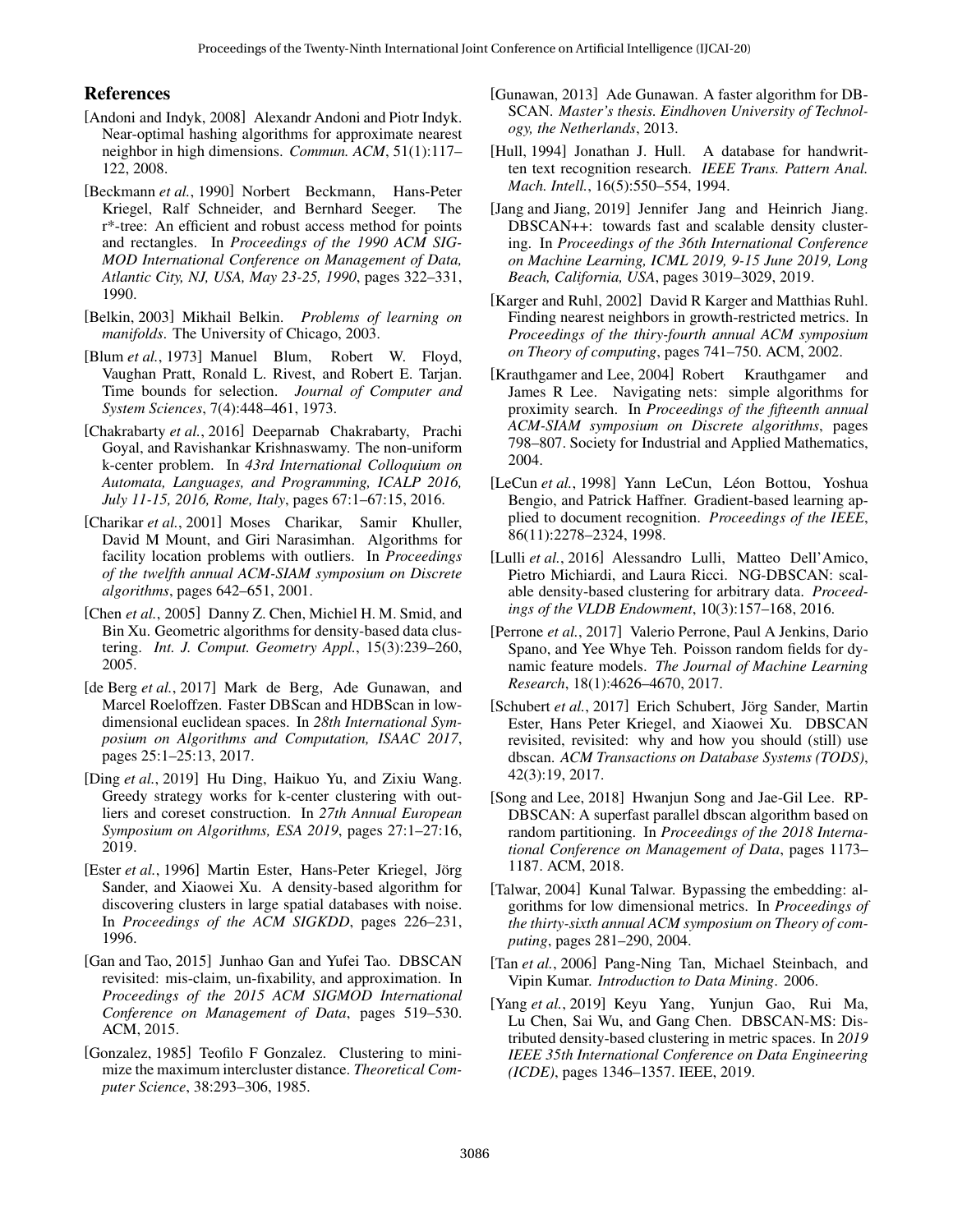## References

[Andoni and Indyk, 2008] Alexandr Andoni and Piotr Indyk. Near-optimal hashing algorithms for approximate nearest neighbor in high dimensions. *Commun. ACM*, 51(1):117–122, 2008.

[Beckmann *et al.*, 1990] Norbert Beckmann, Hans-Peter Kriegel, Ralf Schneider, and Bernhard Seeger. The r*-tree: An efficient and robust access method for points and rectangles. In *Proceedings of the 1990 ACM SIGMOD International Conference on Management of Data, Atlantic City, NJ, USA, May 23-25, 1990*, pages 322–331, 1990.

[Belkin, 2003] Mikhail Belkin. *Problems of learning on manifolds*. The University of Chicago, 2003.

[Blum *et al.*, 1973] Manuel Blum, Robert W. Floyd, Vaughan Pratt, Ronald L. Rivest, and Robert E. Tarjan. Time bounds for selection. *Journal of Computer and System Sciences*, 7(4):448–461, 1973.

[Chakrabarty *et al.*, 2016] Deeparnab Chakrabarty, Prachi Goyal, and Ravishankar Krishnaswamy. The non-uniform k-center problem. In *43rd International Colloquium on Automata, Languages, and Programming, ICALP 2016, July 11-15, 2016, Rome, Italy*, pages 67:1–67:15, 2016.

[Charikar *et al.*, 2001] Moses Charikar, Samir Khuller, David M Mount, and Giri Narasimhan. Algorithms for facility location problems with outliers. In *Proceedings of the twelfth annual ACM-SIAM symposium on Discrete algorithms*, pages 642–651, 2001.

[Chen *et al.*, 2005] Danny Z. Chen, Michiel H. M. Smid, and Bin Xu. Geometric algorithms for density-based data clustering. *Int. J. Comput. Geometry Appl.*, 15(3):239–260, 2005.

[de Berg *et al.*, 2017] Mark de Berg, Ade Gunawan, and Marcel Roeloffzen. Faster DBScan and HDBScan in low-dimensional euclidean spaces. In *28th International Symposium on Algorithms and Computation, ISAAC 2017*, pages 25:1–25:13, 2017.

[Ding *et al.*, 2019] Hu Ding, Haikuo Yu, and Zixiu Wang. Greedy strategy works for k-center clustering with outliers and coreset construction. In *27th Annual European Symposium on Algorithms, ESA 2019*, pages 27:1–27:16, 2019.

[Ester *et al.*, 1996] Martin Ester, Hans-Peter Kriegel, Jörg Sander, and Xiaowei Xu. A density-based algorithm for discovering clusters in large spatial databases with noise. In *Proceedings of the ACM SIGKDD*, pages 226–231, 1996.

[Gan and Tao, 2015] Junhao Gan and Yufei Tao. DBSCAN revisited: mis-claim, un-fixability, and approximation. In *Proceedings of the 2015 ACM SIGMOD International Conference on Management of Data*, pages 519–530. ACM, 2015.

[Gonzalez, 1985] Teofilo F Gonzalez. Clustering to minimize the maximum intercluster distance. *Theoretical Computer Science*, 38:293–306, 1985.

[Gunawan, 2013] Ade Gunawan. A faster algorithm for DBSCAN. *Master's thesis. Eindhoven University of Technology, the Netherlands*, 2013.

[Hull, 1994] Jonathan J. Hull. A database for handwritten text recognition research. *IEEE Trans. Pattern Anal. Mach. Intell.*, 16(5):550–554, 1994.

[Jang and Jiang, 2019] Jennifer Jang and Heinrich Jiang. DBSCAN++: towards fast and scalable density clustering. In *Proceedings of the 36th International Conference on Machine Learning, ICML 2019, 9-15 June 2019, Long Beach, California, USA*, pages 3019–3029, 2019.

[Karger and Ruhl, 2002] David R Karger and Matthias Ruhl. Finding nearest neighbors in growth-restricted metrics. In *Proceedings of the thiry-fourth annual ACM symposium on Theory of computing*, pages 741–750. ACM, 2002.

[Krauthgamer and Lee, 2004] Robert Krauthgamer and James R Lee. Navigating nets: simple algorithms for proximity search. In *Proceedings of the fifteenth annual ACM-SIAM symposium on Discrete algorithms*, pages 798–807. Society for Industrial and Applied Mathematics, 2004.

[LeCun *et al.*, 1998] Yann LeCun, Léon Bottou, Yoshua Bengio, and Patrick Haffner. Gradient-based learning applied to document recognition. *Proceedings of the IEEE*, 86(11):2278–2324, 1998.

[Lulli *et al.*, 2016] Alessandro Lulli, Matteo Dell'Amico, Pietro Michiardi, and Laura Ricci. NG-DBSCAN: scalable density-based clustering for arbitrary data. *Proceedings of the VLDB Endowment*, 10(3):157–168, 2016.

[Perrone *et al.*, 2017] Valerio Perrone, Paul A Jenkins, Dario Spano, and Yee Whye Teh. Poisson random fields for dynamic feature models. *The Journal of Machine Learning Research*, 18(1):4626–4670, 2017.

[Schubert *et al.*, 2017] Erich Schubert, Jörg Sander, Martin Ester, Hans Peter Kriegel, and Xiaowei Xu. DBSCAN revisited, revisited: why and how you should (still) use dbscan. *ACM Transactions on Database Systems (TODS)*, 42(3):19, 2017.

[Song and Lee, 2018] Hwanjun Song and Jae-Gil Lee. RP-DBSCAN: A superfast parallel dbscan algorithm based on random partitioning. In *Proceedings of the 2018 International Conference on Management of Data*, pages 1173–1187. ACM, 2018.

[Talwar, 2004] Kunal Talwar. Bypassing the embedding: algorithms for low dimensional metrics. In *Proceedings of the thirty-sixth annual ACM symposium on Theory of computing*, pages 281–290, 2004.

[Tan *et al.*, 2006] Pang-Ning Tan, Michael Steinbach, and Vipin Kumar. *Introduction to Data Mining*. 2006.

[Yang *et al.*, 2019] Keyu Yang, Yunjun Gao, Rui Ma, Lu Chen, Sai Wu, and Gang Chen. DBSCAN-MS: Distributed density-based clustering in metric spaces. In *2019 IEEE 35th International Conference on Data Engineering (ICDE)*, pages 1346–1357. IEEE, 2019.